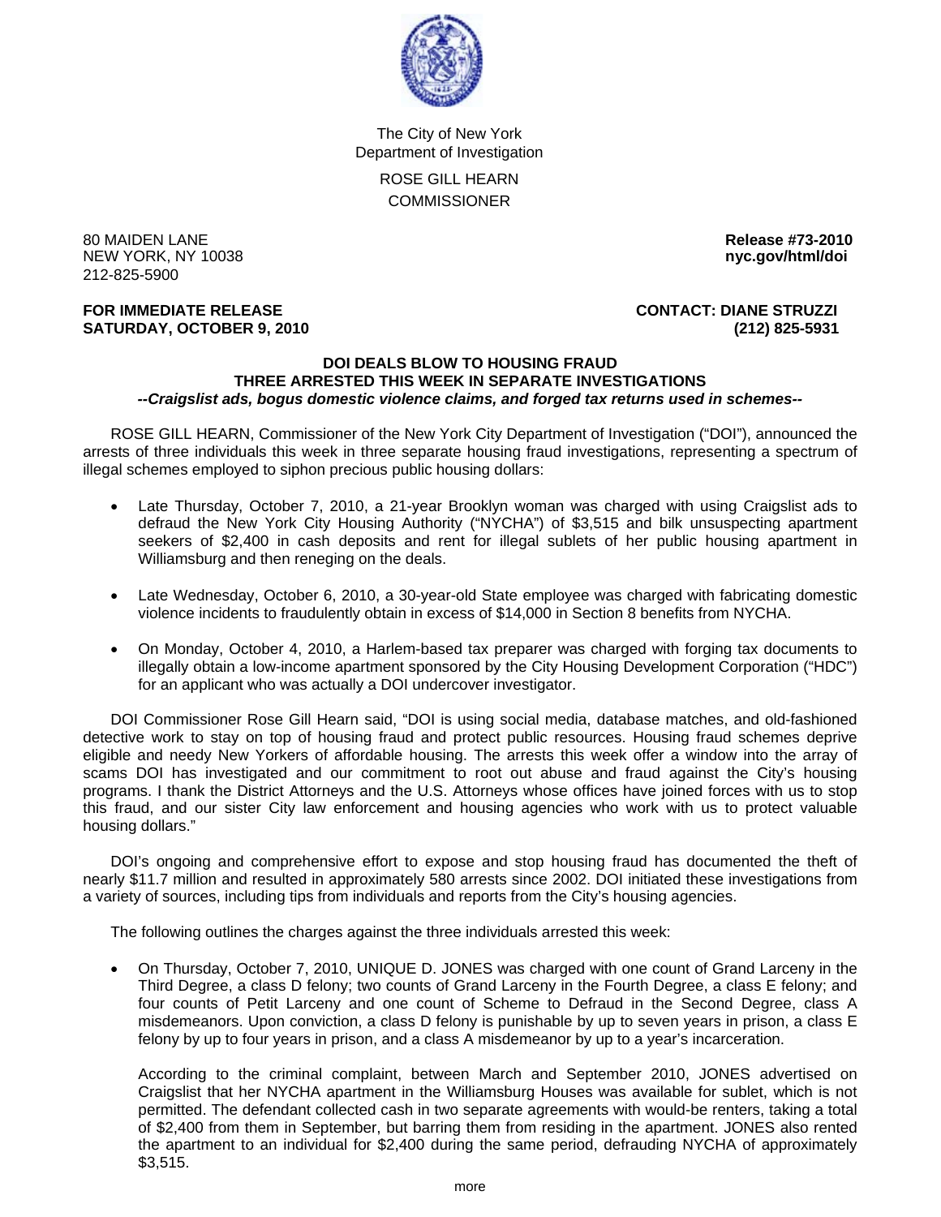The City of New York
Department of Investigation

ROSE GILL HEARN
COMMISSIONER

80 MAIDEN LANE
NEW YORK, NY 10038
212-825-5900

**Release #73-2010**
**nyc.gov/html/doi**

**FOR IMMEDIATE RELEASE**
**SATURDAY, OCTOBER 9, 2010**

**CONTACT: DIANE STRUZZI**
**(212) 825-5931**

# DOI DEALS BLOW TO HOUSING FRAUD
## THREE ARRESTED THIS WEEK IN SEPARATE INVESTIGATIONS
***--Craigslist ads, bogus domestic violence claims, and forged tax returns used in schemes--***

ROSE GILL HEARN, Commissioner of the New York City Department of Investigation ("DOI"), announced the arrests of three individuals this week in three separate housing fraud investigations, representing a spectrum of illegal schemes employed to siphon precious public housing dollars:

- Late Thursday, October 7, 2010, a 21-year Brooklyn woman was charged with using Craigslist ads to defraud the New York City Housing Authority ("NYCHA") of $3,515 and bilk unsuspecting apartment seekers of $2,400 in cash deposits and rent for illegal sublets of her public housing apartment in Williamsburg and then reneging on the deals.

- Late Wednesday, October 6, 2010, a 30-year-old State employee was charged with fabricating domestic violence incidents to fraudulently obtain in excess of $14,000 in Section 8 benefits from NYCHA.

- On Monday, October 4, 2010, a Harlem-based tax preparer was charged with forging tax documents to illegally obtain a low-income apartment sponsored by the City Housing Development Corporation ("HDC") for an applicant who was actually a DOI undercover investigator.

DOI Commissioner Rose Gill Hearn said, "DOI is using social media, database matches, and old-fashioned detective work to stay on top of housing fraud and protect public resources. Housing fraud schemes deprive eligible and needy New Yorkers of affordable housing. The arrests this week offer a window into the array of scams DOI has investigated and our commitment to root out abuse and fraud against the City's housing programs. I thank the District Attorneys and the U.S. Attorneys whose offices have joined forces with us to stop this fraud, and our sister City law enforcement and housing agencies who work with us to protect valuable housing dollars."

DOI's ongoing and comprehensive effort to expose and stop housing fraud has documented the theft of nearly $11.7 million and resulted in approximately 580 arrests since 2002. DOI initiated these investigations from a variety of sources, including tips from individuals and reports from the City's housing agencies.

The following outlines the charges against the three individuals arrested this week:

- On Thursday, October 7, 2010, UNIQUE D. JONES was charged with one count of Grand Larceny in the Third Degree, a class D felony; two counts of Grand Larceny in the Fourth Degree, a class E felony; and four counts of Petit Larceny and one count of Scheme to Defraud in the Second Degree, class A misdemeanors. Upon conviction, a class D felony is punishable by up to seven years in prison, a class E felony by up to four years in prison, and a class A misdemeanor by up to a year's incarceration.

  According to the criminal complaint, between March and September 2010, JONES advertised on Craigslist that her NYCHA apartment in the Williamsburg Houses was available for sublet, which is not permitted. The defendant collected cash in two separate agreements with would-be renters, taking a total of $2,400 from them in September, but barring them from residing in the apartment. JONES also rented the apartment to an individual for $2,400 during the same period, defrauding NYCHA of approximately $3,515.

more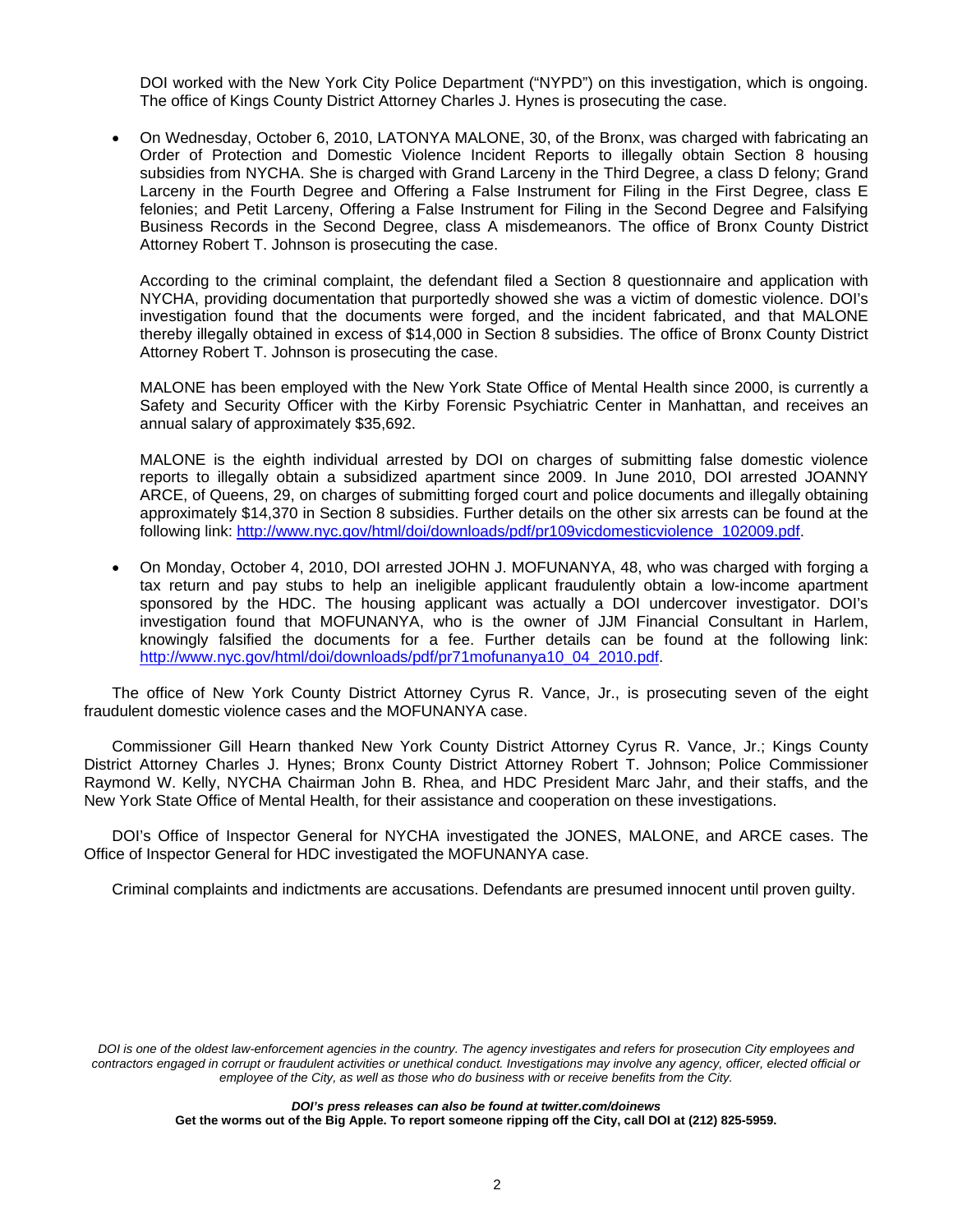DOI worked with the New York City Police Department ("NYPD") on this investigation, which is ongoing. The office of Kings County District Attorney Charles J. Hynes is prosecuting the case.

- On Wednesday, October 6, 2010, LATONYA MALONE, 30, of the Bronx, was charged with fabricating an Order of Protection and Domestic Violence Incident Reports to illegally obtain Section 8 housing subsidies from NYCHA. She is charged with Grand Larceny in the Third Degree, a class D felony; Grand Larceny in the Fourth Degree and Offering a False Instrument for Filing in the First Degree, class E felonies; and Petit Larceny, Offering a False Instrument for Filing in the Second Degree and Falsifying Business Records in the Second Degree, class A misdemeanors. The office of Bronx County District Attorney Robert T. Johnson is prosecuting the case.

  According to the criminal complaint, the defendant filed a Section 8 questionnaire and application with NYCHA, providing documentation that purportedly showed she was a victim of domestic violence. DOI's investigation found that the documents were forged, and the incident fabricated, and that MALONE thereby illegally obtained in excess of $14,000 in Section 8 subsidies. The office of Bronx County District Attorney Robert T. Johnson is prosecuting the case.

  MALONE has been employed with the New York State Office of Mental Health since 2000, is currently a Safety and Security Officer with the Kirby Forensic Psychiatric Center in Manhattan, and receives an annual salary of approximately $35,692.

  MALONE is the eighth individual arrested by DOI on charges of submitting false domestic violence reports to illegally obtain a subsidized apartment since 2009. In June 2010, DOI arrested JOANNY ARCE, of Queens, 29, on charges of submitting forged court and police documents and illegally obtaining approximately $14,370 in Section 8 subsidies. Further details on the other six arrests can be found at the following link: http://www.nyc.gov/html/doi/downloads/pdf/pr109vicdomesticviolence_102009.pdf.

- On Monday, October 4, 2010, DOI arrested JOHN J. MOFUNANYA, 48, who was charged with forging a tax return and pay stubs to help an ineligible applicant fraudulently obtain a low-income apartment sponsored by the HDC. The housing applicant was actually a DOI undercover investigator. DOI's investigation found that MOFUNANYA, who is the owner of JJM Financial Consultant in Harlem, knowingly falsified the documents for a fee. Further details can be found at the following link: http://www.nyc.gov/html/doi/downloads/pdf/pr71mofunanya10_04_2010.pdf.

The office of New York County District Attorney Cyrus R. Vance, Jr., is prosecuting seven of the eight fraudulent domestic violence cases and the MOFUNANYA case.

Commissioner Gill Hearn thanked New York County District Attorney Cyrus R. Vance, Jr.; Kings County District Attorney Charles J. Hynes; Bronx County District Attorney Robert T. Johnson; Police Commissioner Raymond W. Kelly, NYCHA Chairman John B. Rhea, and HDC President Marc Jahr, and their staffs, and the New York State Office of Mental Health, for their assistance and cooperation on these investigations.

DOI's Office of Inspector General for NYCHA investigated the JONES, MALONE, and ARCE cases. The Office of Inspector General for HDC investigated the MOFUNANYA case.

Criminal complaints and indictments are accusations. Defendants are presumed innocent until proven guilty.

*DOI is one of the oldest law-enforcement agencies in the country. The agency investigates and refers for prosecution City employees and contractors engaged in corrupt or fraudulent activities or unethical conduct. Investigations may involve any agency, officer, elected official or employee of the City, as well as those who do business with or receive benefits from the City.*

***DOI's press releases can also be found at twitter.com/doinews***

**Get the worms out of the Big Apple. To report someone ripping off the City, call DOI at (212) 825-5959.**